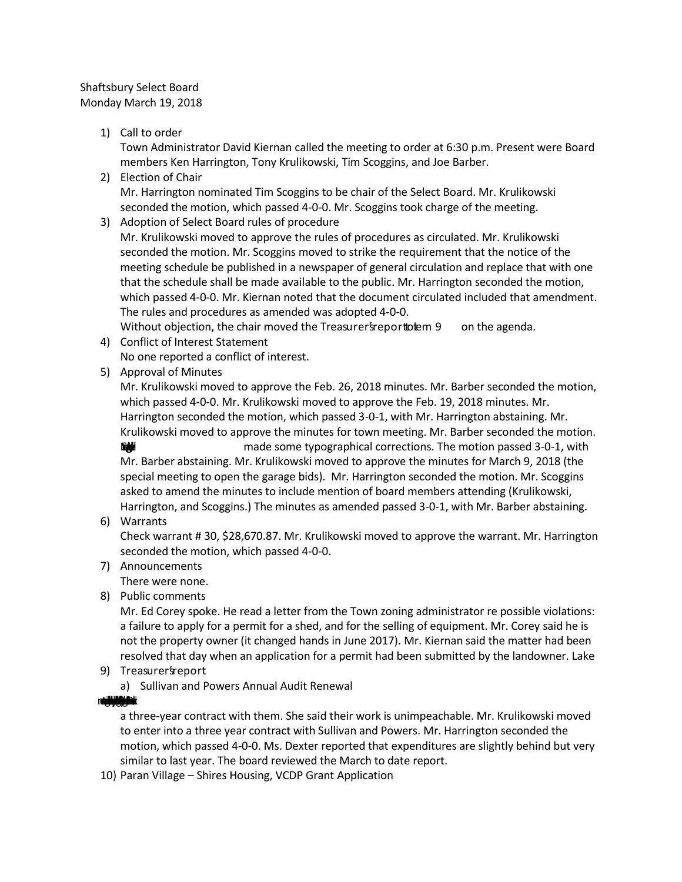Shaftsbury Select Board
Monday March 19, 2018

1) Call to order
   Town Administrator David Kiernan called the meeting to order at 6:30 p.m. Present were Board members Ken Harrington, Tony Krulikowski, Tim Scoggins, and Joe Barber.
2) Election of Chair
   Mr. Harrington nominated Tim Scoggins to be chair of the Select Board. Mr. Krulikowski seconded the motion, which passed 4-0-0. Mr. Scoggins took charge of the meeting.
3) Adoption of Select Board rules of procedure
   Mr. Krulikowski moved to approve the rules of procedures as circulated. Mr. Krulikowski seconded the motion. Mr. Scoggins moved to strike the requirement that the notice of the meeting schedule be published in a newspaper of general circulation and replace that with one that the schedule shall be made available to the public. Mr. Harrington seconded the motion, which passed 4-0-0. Mr. Kiernan noted that the document circulated included that amendment. The rules and procedures as amended was adopted 4-0-0.
   Without objection, the chair moved the Treasurer's report to item 9 on the agenda.
4) Conflict of Interest Statement
   No one reported a conflict of interest.
5) Approval of Minutes
   Mr. Krulikowski moved to approve the Feb. 26, 2018 minutes. Mr. Barber seconded the motion, which passed 4-0-0. Mr. Krulikowski moved to approve the Feb. 19, 2018 minutes. Mr. Harrington seconded the motion, which passed 3-0-1, with Mr. Harrington abstaining. Mr. Krulikowski moved to approve the minutes for town meeting. Mr. Barber seconded the motion. made some typographical corrections. The motion passed 3-0-1, with Mr. Barber abstaining. Mr. Krulikowski moved to approve the minutes for March 9, 2018 (the special meeting to open the garage bids). Mr. Harrington seconded the motion. Mr. Scoggins asked to amend the minutes to include mention of board members attending (Krulikowski, Harrington, and Scoggins.) The minutes as amended passed 3-0-1, with Mr. Barber abstaining.
6) Warrants
   Check warrant # 30, $28,670.87. Mr. Krulikowski moved to approve the warrant. Mr. Harrington seconded the motion, which passed 4-0-0.
7) Announcements
   There were none.
8) Public comments
   Mr. Ed Corey spoke. He read a letter from the Town zoning administrator re possible violations: a failure to apply for a permit for a shed, and for the selling of equipment. Mr. Corey said he is not the property owner (it changed hands in June 2017). Mr. Kiernan said the matter had been resolved that day when an application for a permit had been submitted by the landowner. Lake
9) Treasurer's report
   a) Sullivan and Powers Annual Audit Renewal

   a three-year contract with them. She said their work is unimpeachable. Mr. Krulikowski moved to enter into a three year contract with Sullivan and Powers. Mr. Harrington seconded the motion, which passed 4-0-0. Ms. Dexter reported that expenditures are slightly behind but very similar to last year. The board reviewed the March to date report.
10) Paran Village – Shires Housing, VCDP Grant Application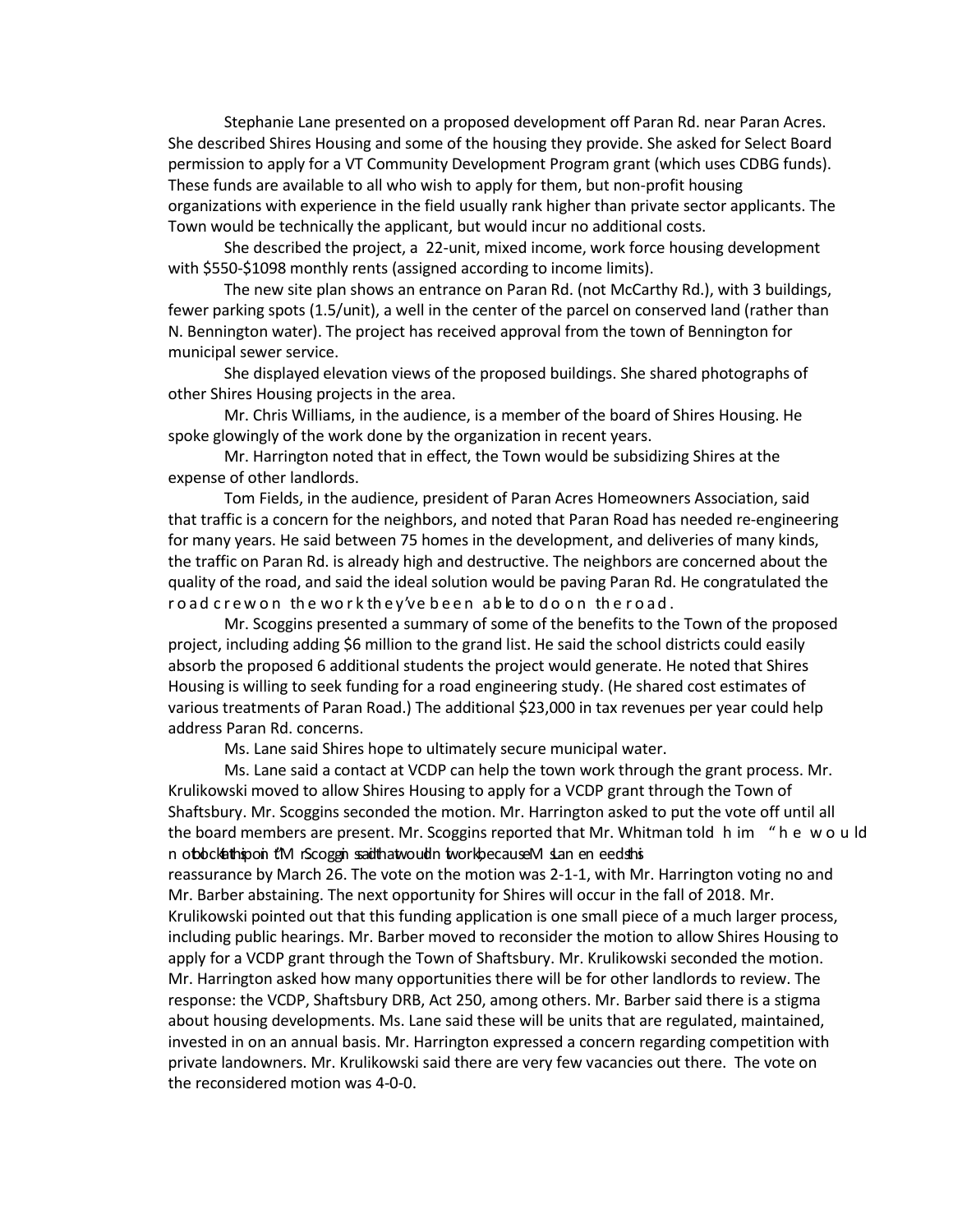Stephanie Lane presented on a proposed development off Paran Rd. near Paran Acres. She described Shires Housing and some of the housing they provide. She asked for Select Board permission to apply for a VT Community Development Program grant (which uses CDBG funds). These funds are available to all who wish to apply for them, but non-profit housing organizations with experience in the field usually rank higher than private sector applicants. The Town would be technically the applicant, but would incur no additional costs.

She described the project, a 22-unit, mixed income, work force housing development with \$550-\$1098 monthly rents (assigned according to income limits).

The new site plan shows an entrance on Paran Rd. (not McCarthy Rd.), with 3 buildings, fewer parking spots (1.5/unit), a well in the center of the parcel on conserved land (rather than N. Bennington water). The project has received approval from the town of Bennington for municipal sewer service.

She displayed elevation views of the proposed buildings. She shared photographs of other Shires Housing projects in the area.

Mr. Chris Williams, in the audience, is a member of the board of Shires Housing. He spoke glowingly of the work done by the organization in recent years.

Mr. Harrington noted that in effect, the Town would be subsidizing Shires at the expense of other landlords.

Tom Fields, in the audience, president of Paran Acres Homeowners Association, said that traffic is a concern for the neighbors, and noted that Paran Road has needed re-engineering for many years. He said between 75 homes in the development, and deliveries of many kinds, the traffic on Paran Rd. is already high and destructive. The neighbors are concerned about the quality of the road, and said the ideal solution would be paving Paran Rd. He congratulated the road crew on the work they've been able to do on the road.

Mr. Scoggins presented a summary of some of the benefits to the Town of the proposed project, including adding \$6 million to the grand list. He said the school districts could easily absorb the proposed 6 additional students the project would generate. He noted that Shires Housing is willing to seek funding for a road engineering study. (He shared cost estimates of various treatments of Paran Road.) The additional \$23,000 in tax revenues per year could help address Paran Rd. concerns.

Ms. Lane said Shires hope to ultimately secure municipal water.

Ms. Lane said a contact at VCDP can help the town work through the grant process. Mr. Krulikowski moved to allow Shires Housing to apply for a VCDP grant through the Town of Shaftsbury. Mr. Scoggins seconded the motion. Mr. Harrington asked to put the vote off until all the board members are present. Mr. Scoggins reported that Mr. Whitman told him "he would not block this point." Mr. Scoggins said that wouldn't work, because Ms. Lane needs this reassurance by March 26. The vote on the motion was 2-1-1, with Mr. Harrington voting no and Mr. Barber abstaining. The next opportunity for Shires will occur in the fall of 2018. Mr. Krulikowski pointed out that this funding application is one small piece of a much larger process, including public hearings. Mr. Barber moved to reconsider the motion to allow Shires Housing to apply for a VCDP grant through the Town of Shaftsbury. Mr. Krulikowski seconded the motion. Mr. Harrington asked how many opportunities there will be for other landlords to review. The response: the VCDP, Shaftsbury DRB, Act 250, among others. Mr. Barber said there is a stigma about housing developments. Ms. Lane said these will be units that are regulated, maintained, invested in on an annual basis. Mr. Harrington expressed a concern regarding competition with private landowners. Mr. Krulikowski said there are very few vacancies out there. The vote on the reconsidered motion was 4-0-0.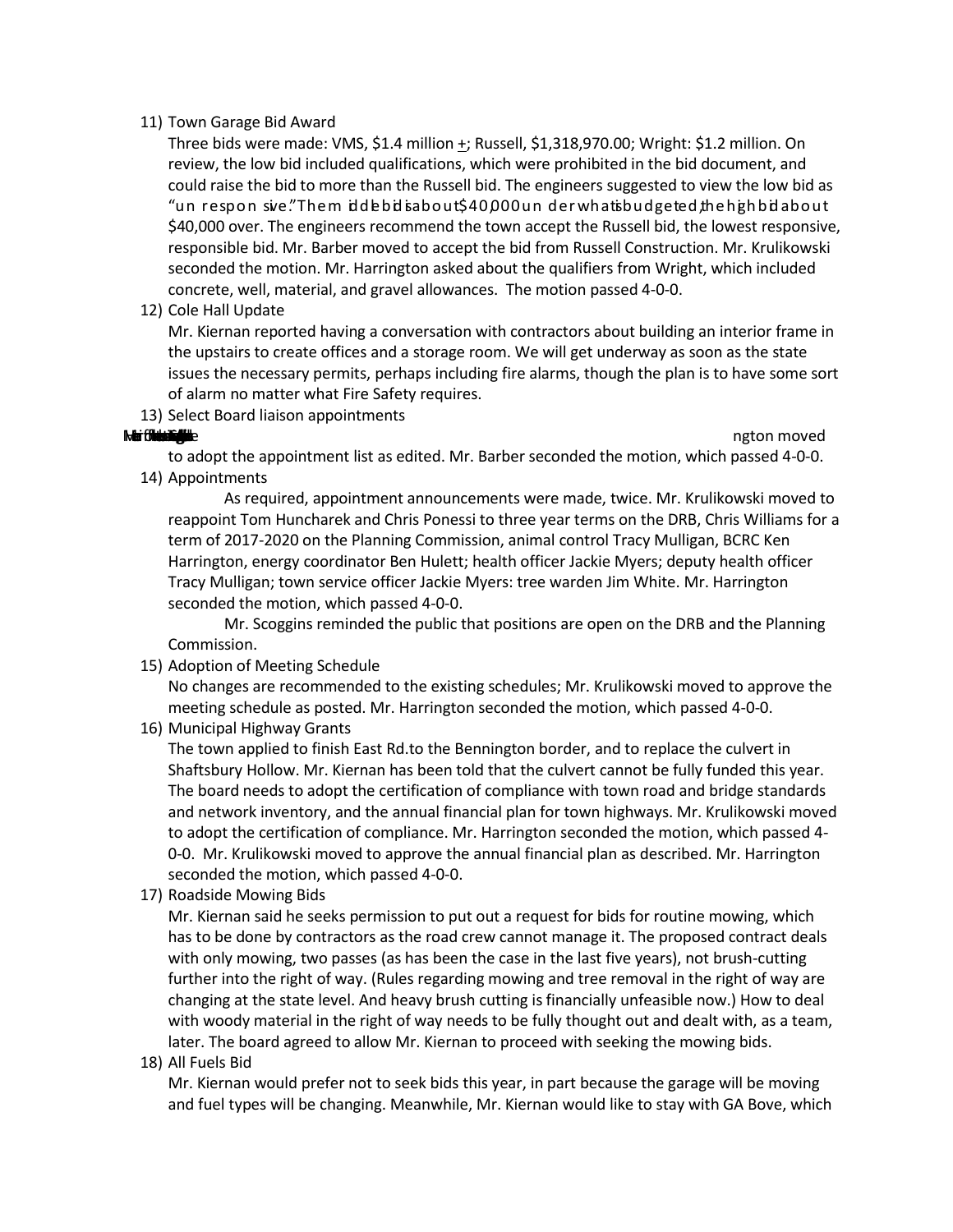11) Town Garage Bid Award

    Three bids were made: VMS, $1.4 million +; Russell, $1,318,970.00; Wright: $1.2 million. On review, the low bid included qualifications, which were prohibited in the bid document, and could raise the bid to more than the Russell bid. The engineers suggested to view the low bid as "unresponsive." The middle bid is about $40,000 under what is budgeted, the high bid about $40,000 over. The engineers recommend the town accept the Russell bid, the lowest responsive, responsible bid. Mr. Barber moved to accept the bid from Russell Construction. Mr. Krulikowski seconded the motion. Mr. Harrington asked about the qualifiers from Wright, which included concrete, well, material, and gravel allowances. The motion passed 4-0-0.

12) Cole Hall Update

    Mr. Kiernan reported having a conversation with contractors about building an interior frame in the upstairs to create offices and a storage room. We will get underway as soon as the state issues the necessary permits, perhaps including fire alarms, though the plan is to have some sort of alarm no matter what Fire Safety requires.

13) Select Board liaison appointments

    ngton moved to adopt the appointment list as edited. Mr. Barber seconded the motion, which passed 4-0-0.

14) Appointments

    As required, appointment announcements were made, twice. Mr. Krulikowski moved to reappoint Tom Huncharek and Chris Ponessi to three year terms on the DRB, Chris Williams for a term of 2017-2020 on the Planning Commission, animal control Tracy Mulligan, BCRC Ken Harrington, energy coordinator Ben Hulett; health officer Jackie Myers; deputy health officer Tracy Mulligan; town service officer Jackie Myers: tree warden Jim White. Mr. Harrington seconded the motion, which passed 4-0-0.

    Mr. Scoggins reminded the public that positions are open on the DRB and the Planning Commission.

15) Adoption of Meeting Schedule

    No changes are recommended to the existing schedules; Mr. Krulikowski moved to approve the meeting schedule as posted. Mr. Harrington seconded the motion, which passed 4-0-0.

16) Municipal Highway Grants

    The town applied to finish East Rd.to the Bennington border, and to replace the culvert in Shaftsbury Hollow. Mr. Kiernan has been told that the culvert cannot be fully funded this year. The board needs to adopt the certification of compliance with town road and bridge standards and network inventory, and the annual financial plan for town highways. Mr. Krulikowski moved to adopt the certification of compliance. Mr. Harrington seconded the motion, which passed 4-0-0. Mr. Krulikowski moved to approve the annual financial plan as described. Mr. Harrington seconded the motion, which passed 4-0-0.

17) Roadside Mowing Bids

    Mr. Kiernan said he seeks permission to put out a request for bids for routine mowing, which has to be done by contractors as the road crew cannot manage it. The proposed contract deals with only mowing, two passes (as has been the case in the last five years), not brush-cutting further into the right of way. (Rules regarding mowing and tree removal in the right of way are changing at the state level. And heavy brush cutting is financially unfeasible now.) How to deal with woody material in the right of way needs to be fully thought out and dealt with, as a team, later. The board agreed to allow Mr. Kiernan to proceed with seeking the mowing bids.

18) All Fuels Bid

    Mr. Kiernan would prefer not to seek bids this year, in part because the garage will be moving and fuel types will be changing. Meanwhile, Mr. Kiernan would like to stay with GA Bove, which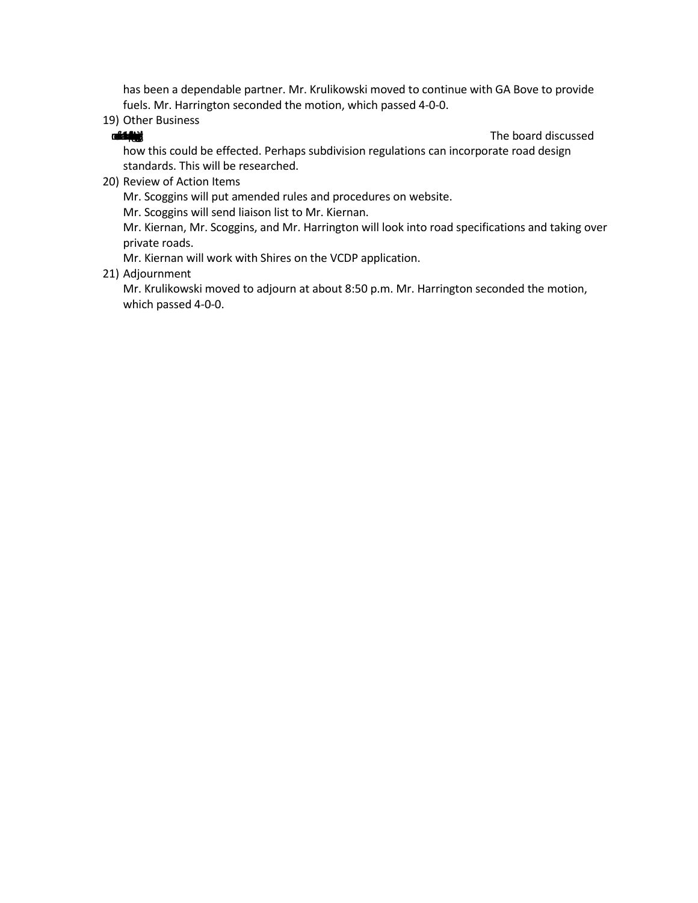has been a dependable partner. Mr. Krulikowski moved to continue with GA Bove to provide fuels. Mr. Harrington seconded the motion, which passed 4-0-0.

19) Other Business

The board discussed how this could be effected. Perhaps subdivision regulations can incorporate road design standards. This will be researched.

20) Review of Action Items

Mr. Scoggins will put amended rules and procedures on website.

Mr. Scoggins will send liaison list to Mr. Kiernan.

Mr. Kiernan, Mr. Scoggins, and Mr. Harrington will look into road specifications and taking over private roads.

Mr. Kiernan will work with Shires on the VCDP application.

21) Adjournment

Mr. Krulikowski moved to adjourn at about 8:50 p.m. Mr. Harrington seconded the motion, which passed 4-0-0.